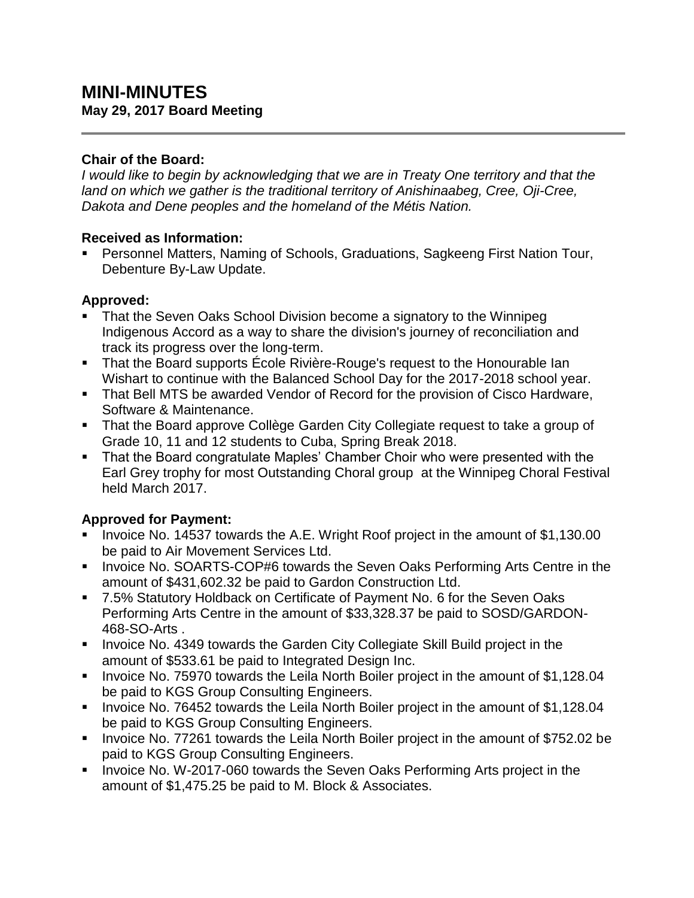# MINI-MINUTES
**May 29, 2017 Board Meeting**

---

**Chair of the Board:**
*I would like to begin by acknowledging that we are in Treaty One territory and that the land on which we gather is the traditional territory of Anishinaabeg, Cree, Oji-Cree, Dakota and Dene peoples and the homeland of the Métis Nation.*

**Received as Information:**
- Personnel Matters, Naming of Schools, Graduations, Sagkeeng First Nation Tour, Debenture By-Law Update.

**Approved:**
- That the Seven Oaks School Division become a signatory to the Winnipeg Indigenous Accord as a way to share the division's journey of reconciliation and track its progress over the long-term.
- That the Board supports École Rivière-Rouge's request to the Honourable Ian Wishart to continue with the Balanced School Day for the 2017-2018 school year.
- That Bell MTS be awarded Vendor of Record for the provision of Cisco Hardware, Software & Maintenance.
- That the Board approve Collège Garden City Collegiate request to take a group of Grade 10, 11 and 12 students to Cuba, Spring Break 2018.
- That the Board congratulate Maples' Chamber Choir who were presented with the Earl Grey trophy for most Outstanding Choral group at the Winnipeg Choral Festival held March 2017.

**Approved for Payment:**
- Invoice No. 14537 towards the A.E. Wright Roof project in the amount of $1,130.00 be paid to Air Movement Services Ltd.
- Invoice No. SOARTS-COP#6 towards the Seven Oaks Performing Arts Centre in the amount of $431,602.32 be paid to Gardon Construction Ltd.
- 7.5% Statutory Holdback on Certificate of Payment No. 6 for the Seven Oaks Performing Arts Centre in the amount of $33,328.37 be paid to SOSD/GARDON-468-SO-Arts .
- Invoice No. 4349 towards the Garden City Collegiate Skill Build project in the amount of $533.61 be paid to Integrated Design Inc.
- Invoice No. 75970 towards the Leila North Boiler project in the amount of $1,128.04 be paid to KGS Group Consulting Engineers.
- Invoice No. 76452 towards the Leila North Boiler project in the amount of $1,128.04 be paid to KGS Group Consulting Engineers.
- Invoice No. 77261 towards the Leila North Boiler project in the amount of $752.02 be paid to KGS Group Consulting Engineers.
- Invoice No. W-2017-060 towards the Seven Oaks Performing Arts project in the amount of $1,475.25 be paid to M. Block & Associates.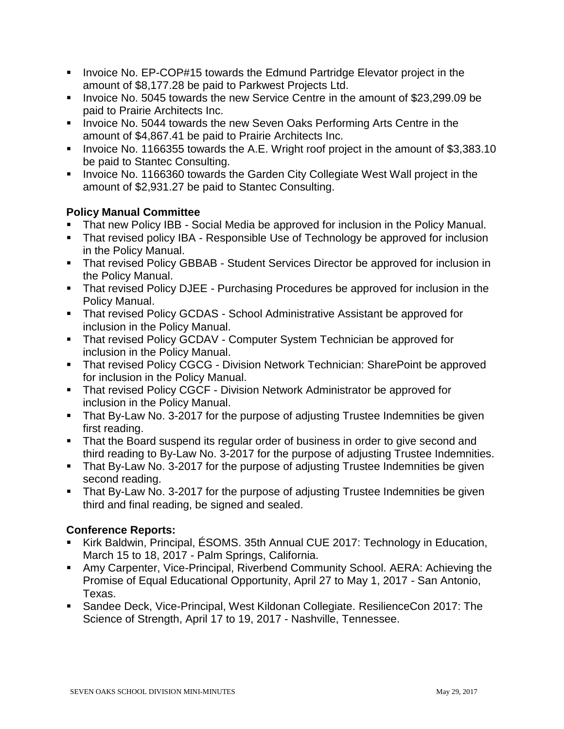- Invoice No. EP-COP#15 towards the Edmund Partridge Elevator project in the amount of $8,177.28 be paid to Parkwest Projects Ltd.
- Invoice No. 5045 towards the new Service Centre in the amount of $23,299.09 be paid to Prairie Architects Inc.
- Invoice No. 5044 towards the new Seven Oaks Performing Arts Centre in the amount of $4,867.41 be paid to Prairie Architects Inc.
- Invoice No. 1166355 towards the A.E. Wright roof project in the amount of $3,383.10 be paid to Stantec Consulting.
- Invoice No. 1166360 towards the Garden City Collegiate West Wall project in the amount of $2,931.27 be paid to Stantec Consulting.

**Policy Manual Committee**

- That new Policy IBB - Social Media be approved for inclusion in the Policy Manual.
- That revised policy IBA - Responsible Use of Technology be approved for inclusion in the Policy Manual.
- That revised Policy GBBAB - Student Services Director be approved for inclusion in the Policy Manual.
- That revised Policy DJEE - Purchasing Procedures be approved for inclusion in the Policy Manual.
- That revised Policy GCDAS - School Administrative Assistant be approved for inclusion in the Policy Manual.
- That revised Policy GCDAV - Computer System Technician be approved for inclusion in the Policy Manual.
- That revised Policy CGCG - Division Network Technician: SharePoint be approved for inclusion in the Policy Manual.
- That revised Policy CGCF - Division Network Administrator be approved for inclusion in the Policy Manual.
- That By-Law No. 3-2017 for the purpose of adjusting Trustee Indemnities be given first reading.
- That the Board suspend its regular order of business in order to give second and third reading to By-Law No. 3-2017 for the purpose of adjusting Trustee Indemnities.
- That By-Law No. 3-2017 for the purpose of adjusting Trustee Indemnities be given second reading.
- That By-Law No. 3-2017 for the purpose of adjusting Trustee Indemnities be given third and final reading, be signed and sealed.

**Conference Reports:**

- Kirk Baldwin, Principal, ÉSOMS. 35th Annual CUE 2017: Technology in Education, March 15 to 18, 2017 - Palm Springs, California.
- Amy Carpenter, Vice-Principal, Riverbend Community School. AERA: Achieving the Promise of Equal Educational Opportunity, April 27 to May 1, 2017 - San Antonio, Texas.
- Sandee Deck, Vice-Principal, West Kildonan Collegiate. ResilienceCon 2017: The Science of Strength, April 17 to 19, 2017 - Nashville, Tennessee.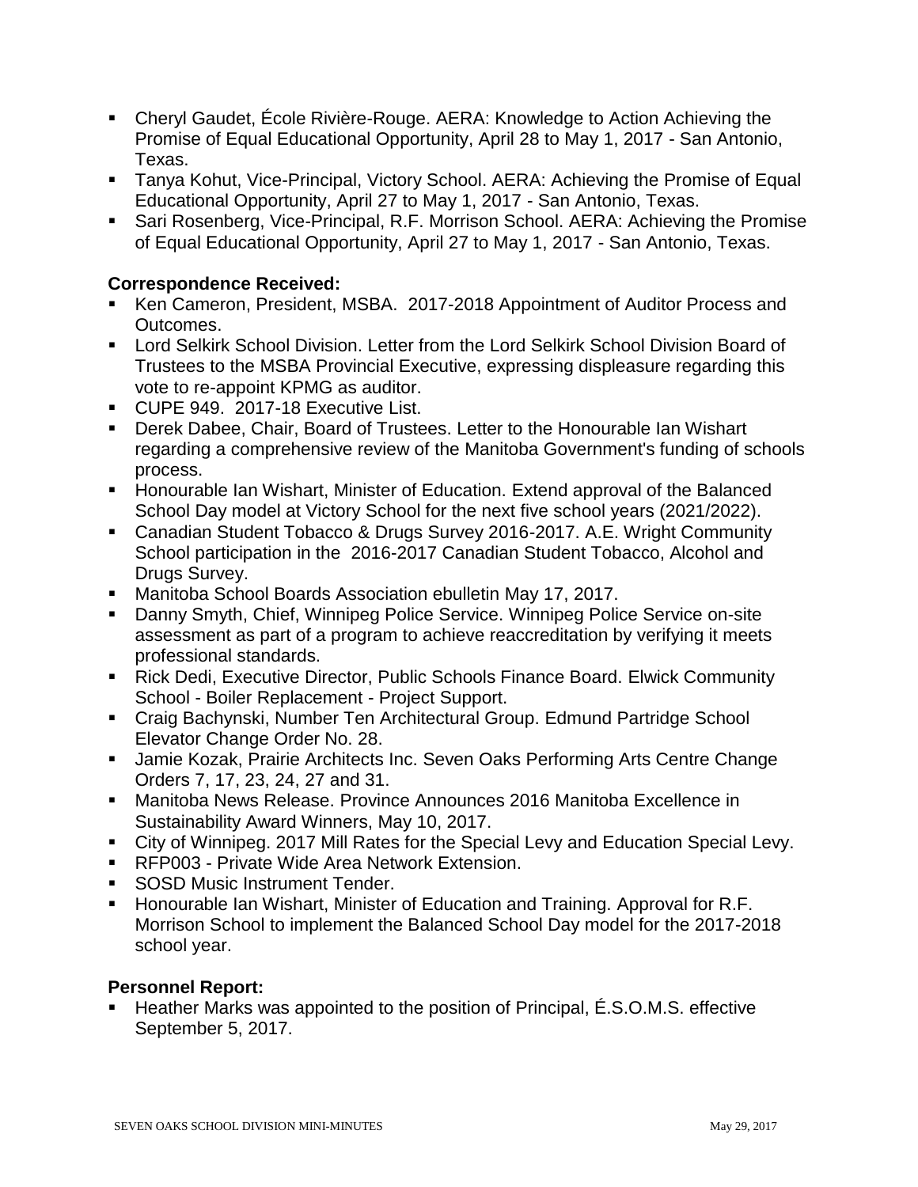- Cheryl Gaudet, École Rivière-Rouge. AERA: Knowledge to Action Achieving the Promise of Equal Educational Opportunity, April 28 to May 1, 2017 - San Antonio, Texas.
- Tanya Kohut, Vice-Principal, Victory School. AERA: Achieving the Promise of Equal Educational Opportunity, April 27 to May 1, 2017 - San Antonio, Texas.
- Sari Rosenberg, Vice-Principal, R.F. Morrison School. AERA: Achieving the Promise of Equal Educational Opportunity, April 27 to May 1, 2017 - San Antonio, Texas.

**Correspondence Received:**

- Ken Cameron, President, MSBA. 2017-2018 Appointment of Auditor Process and Outcomes.
- Lord Selkirk School Division. Letter from the Lord Selkirk School Division Board of Trustees to the MSBA Provincial Executive, expressing displeasure regarding this vote to re-appoint KPMG as auditor.
- CUPE 949. 2017-18 Executive List.
- Derek Dabee, Chair, Board of Trustees. Letter to the Honourable Ian Wishart regarding a comprehensive review of the Manitoba Government's funding of schools process.
- Honourable Ian Wishart, Minister of Education. Extend approval of the Balanced School Day model at Victory School for the next five school years (2021/2022).
- Canadian Student Tobacco & Drugs Survey 2016-2017. A.E. Wright Community School participation in the 2016-2017 Canadian Student Tobacco, Alcohol and Drugs Survey.
- Manitoba School Boards Association ebulletin May 17, 2017.
- Danny Smyth, Chief, Winnipeg Police Service. Winnipeg Police Service on-site assessment as part of a program to achieve reaccreditation by verifying it meets professional standards.
- Rick Dedi, Executive Director, Public Schools Finance Board. Elwick Community School - Boiler Replacement - Project Support.
- Craig Bachynski, Number Ten Architectural Group. Edmund Partridge School Elevator Change Order No. 28.
- Jamie Kozak, Prairie Architects Inc. Seven Oaks Performing Arts Centre Change Orders 7, 17, 23, 24, 27 and 31.
- Manitoba News Release. Province Announces 2016 Manitoba Excellence in Sustainability Award Winners, May 10, 2017.
- City of Winnipeg. 2017 Mill Rates for the Special Levy and Education Special Levy.
- RFP003 - Private Wide Area Network Extension.
- SOSD Music Instrument Tender.
- Honourable Ian Wishart, Minister of Education and Training. Approval for R.F. Morrison School to implement the Balanced School Day model for the 2017-2018 school year.

**Personnel Report:**

- Heather Marks was appointed to the position of Principal, É.S.O.M.S. effective September 5, 2017.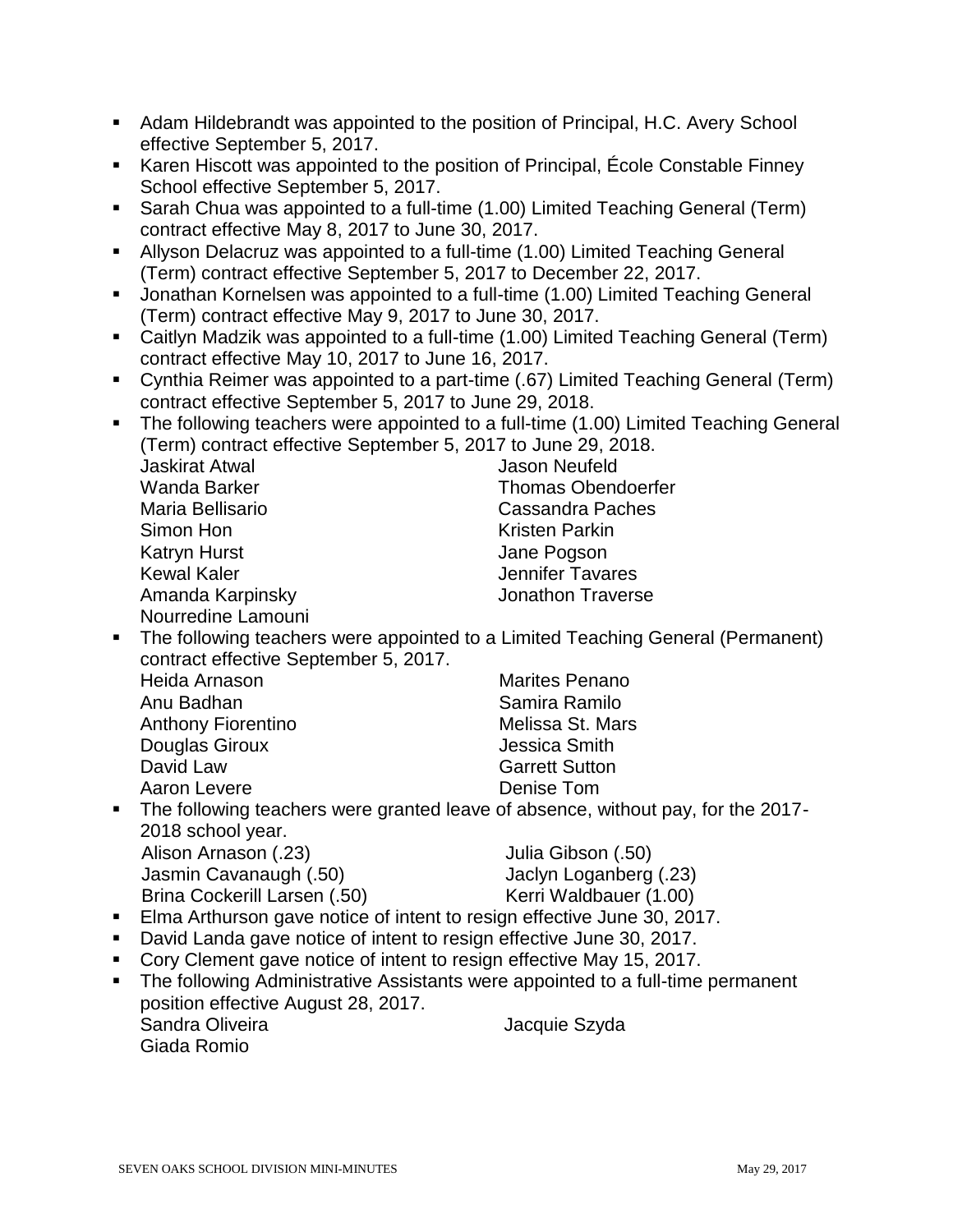- Adam Hildebrandt was appointed to the position of Principal, H.C. Avery School effective September 5, 2017.
- Karen Hiscott was appointed to the position of Principal, École Constable Finney School effective September 5, 2017.
- Sarah Chua was appointed to a full-time (1.00) Limited Teaching General (Term) contract effective May 8, 2017 to June 30, 2017.
- Allyson Delacruz was appointed to a full-time (1.00) Limited Teaching General (Term) contract effective September 5, 2017 to December 22, 2017.
- Jonathan Kornelsen was appointed to a full-time (1.00) Limited Teaching General (Term) contract effective May 9, 2017 to June 30, 2017.
- Caitlyn Madzik was appointed to a full-time (1.00) Limited Teaching General (Term) contract effective May 10, 2017 to June 16, 2017.
- Cynthia Reimer was appointed to a part-time (.67) Limited Teaching General (Term) contract effective September 5, 2017 to June 29, 2018.
- The following teachers were appointed to a full-time (1.00) Limited Teaching General (Term) contract effective September 5, 2017 to June 29, 2018.

  Jaskirat Atwal
  Wanda Barker
  Maria Bellisario
  Simon Hon
  Katryn Hurst
  Kewal Kaler
  Amanda Karpinsky
  Nourredine Lamouni
  Jason Neufeld
  Thomas Obendoerfer
  Cassandra Paches
  Kristen Parkin
  Jane Pogson
  Jennifer Tavares
  Jonathon Traverse

- The following teachers were appointed to a Limited Teaching General (Permanent) contract effective September 5, 2017.

  Heida Arnason
  Anu Badhan
  Anthony Fiorentino
  Douglas Giroux
  David Law
  Aaron Levere
  Marites Penano
  Samira Ramilo
  Melissa St. Mars
  Jessica Smith
  Garrett Sutton
  Denise Tom

- The following teachers were granted leave of absence, without pay, for the 2017-2018 school year.

  Alison Arnason (.23)
  Jasmin Cavanaugh (.50)
  Brina Cockerill Larsen (.50)
  Julia Gibson (.50)
  Jaclyn Loganberg (.23)
  Kerri Waldbauer (1.00)

- Elma Arthurson gave notice of intent to resign effective June 30, 2017.
- David Landa gave notice of intent to resign effective June 30, 2017.
- Cory Clement gave notice of intent to resign effective May 15, 2017.
- The following Administrative Assistants were appointed to a full-time permanent position effective August 28, 2017.

  Sandra Oliveira
  Giada Romio
  Jacquie Szyda